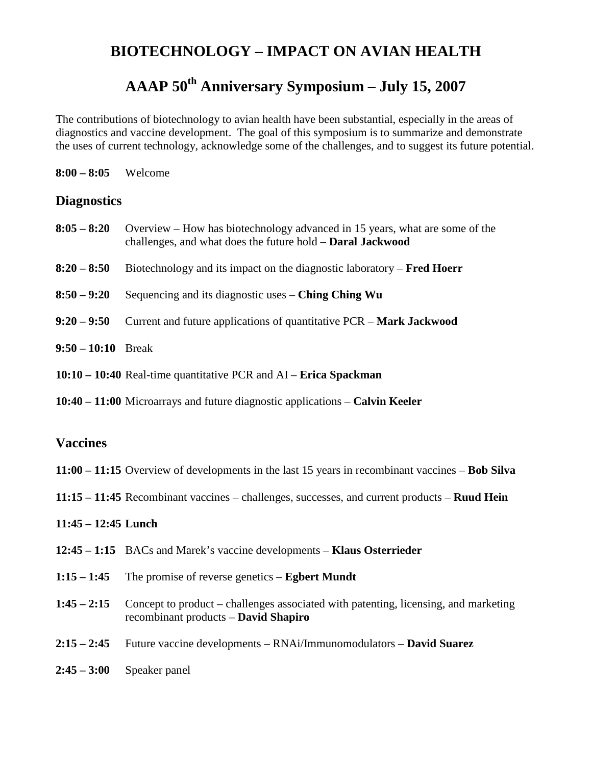# BIOTECHNOLOGY – IMPACT ON AVIAN HEALTH

# AAAP 50th Anniversary Symposium – July 15, 2007

The contributions of biotechnology to avian health have been substantial, especially in the areas of diagnostics and vaccine development. The goal of this symposium is to summarize and demonstrate the uses of current technology, acknowledge some of the challenges, and to suggest its future potential.

**8:00 – 8:05** Welcome

## Diagnostics

**8:05 – 8:20** Overview – How has biotechnology advanced in 15 years, what are some of the challenges, and what does the future hold – **Daral Jackwood**

**8:20 – 8:50** Biotechnology and its impact on the diagnostic laboratory – **Fred Hoerr**

**8:50 – 9:20** Sequencing and its diagnostic uses – **Ching Ching Wu**

**9:20 – 9:50** Current and future applications of quantitative PCR – **Mark Jackwood**

**9:50 – 10:10** Break

**10:10 – 10:40** Real-time quantitative PCR and AI – **Erica Spackman**

**10:40 – 11:00** Microarrays and future diagnostic applications – **Calvin Keeler**

## Vaccines

**11:00 – 11:15** Overview of developments in the last 15 years in recombinant vaccines – **Bob Silva**

**11:15 – 11:45** Recombinant vaccines – challenges, successes, and current products – **Ruud Hein**

**11:45 – 12:45 Lunch**

**12:45 – 1:15** BACs and Marek's vaccine developments – **Klaus Osterrieder**

**1:15 – 1:45** The promise of reverse genetics – **Egbert Mundt**

**1:45 – 2:15** Concept to product – challenges associated with patenting, licensing, and marketing recombinant products – **David Shapiro**

**2:15 – 2:45** Future vaccine developments – RNAi/Immunomodulators – **David Suarez**

**2:45 – 3:00** Speaker panel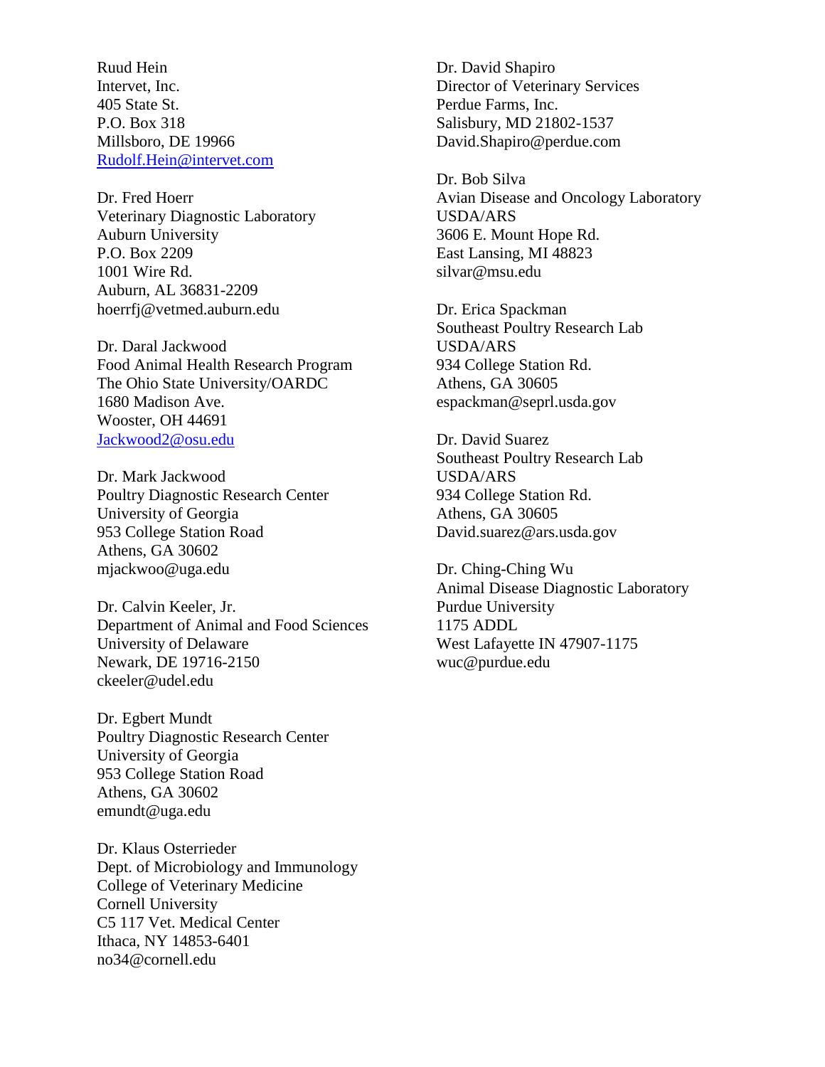Ruud Hein
Intervet, Inc.
405 State St.
P.O. Box 318
Millsboro, DE 19966
Rudolf.Hein@intervet.com

Dr. Fred Hoerr
Veterinary Diagnostic Laboratory
Auburn University
P.O. Box 2209
1001 Wire Rd.
Auburn, AL 36831-2209
hoerrfj@vetmed.auburn.edu

Dr. Daral Jackwood
Food Animal Health Research Program
The Ohio State University/OARDC
1680 Madison Ave.
Wooster, OH 44691
Jackwood2@osu.edu

Dr. Mark Jackwood
Poultry Diagnostic Research Center
University of Georgia
953 College Station Road
Athens, GA 30602
mjackwoo@uga.edu

Dr. Calvin Keeler, Jr.
Department of Animal and Food Sciences
University of Delaware
Newark, DE 19716-2150
ckeeler@udel.edu

Dr. Egbert Mundt
Poultry Diagnostic Research Center
University of Georgia
953 College Station Road
Athens, GA 30602
emundt@uga.edu

Dr. Klaus Osterrieder
Dept. of Microbiology and Immunology
College of Veterinary Medicine
Cornell University
C5 117 Vet. Medical Center
Ithaca, NY 14853-6401
no34@cornell.edu

Dr. David Shapiro
Director of Veterinary Services
Perdue Farms, Inc.
Salisbury, MD 21802-1537
David.Shapiro@perdue.com

Dr. Bob Silva
Avian Disease and Oncology Laboratory
USDA/ARS
3606 E. Mount Hope Rd.
East Lansing, MI 48823
silvar@msu.edu

Dr. Erica Spackman
Southeast Poultry Research Lab
USDA/ARS
934 College Station Rd.
Athens, GA 30605
espackman@seprl.usda.gov

Dr. David Suarez
Southeast Poultry Research Lab
USDA/ARS
934 College Station Rd.
Athens, GA 30605
David.suarez@ars.usda.gov

Dr. Ching-Ching Wu
Animal Disease Diagnostic Laboratory
Purdue University
1175 ADDL
West Lafayette IN 47907-1175
wuc@purdue.edu